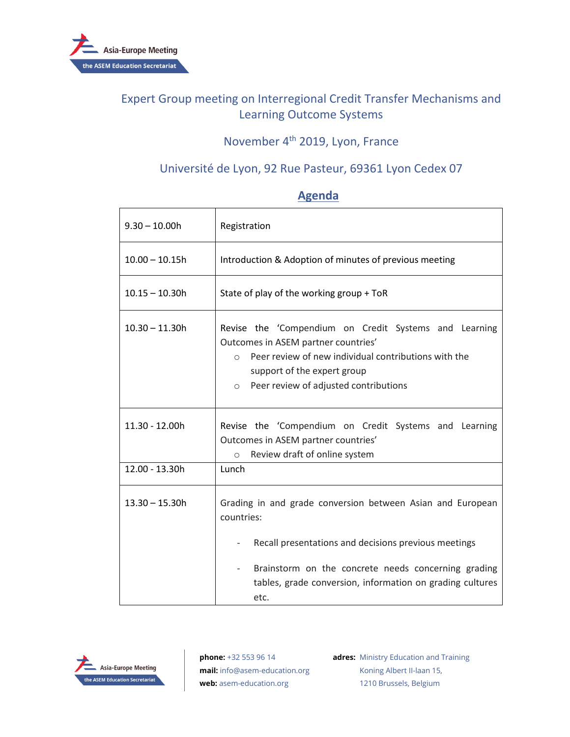# Expert Group meeting on Interregional Credit Transfer Mechanisms and Learning Outcome Systems

## November 4th 2019, Lyon, France

## Université de Lyon, 92 Rue Pasteur, 69361 Lyon Cedex 07

## Agenda

| Time | Item |
|---|---|
| 9.30 – 10.00h | Registration |
| 10.00 – 10.15h | Introduction & Adoption of minutes of previous meeting |
| 10.15 – 10.30h | State of play of the working group + ToR |
| 10.30 – 11.30h | Revise the 'Compendium on Credit Systems and Learning Outcomes in ASEM partner countries'<br>○ Peer review of new individual contributions with the support of the expert group<br>○ Peer review of adjusted contributions |
| 11.30 - 12.00h | Revise the 'Compendium on Credit Systems and Learning Outcomes in ASEM partner countries'<br>○ Review draft of online system |
| 12.00 - 13.30h | Lunch |
| 13.30 – 15.30h | Grading in and grade conversion between Asian and European countries:<br>- Recall presentations and decisions previous meetings<br>- Brainstorm on the concrete needs concerning grading tables, grade conversion, information on grading cultures etc. |

**phone:** +32 553 96 14
**mail:** info@asem-education.org
**web:** asem-education.org

**adres:** Ministry Education and Training
Koning Albert II-laan 15,
1210 Brussels, Belgium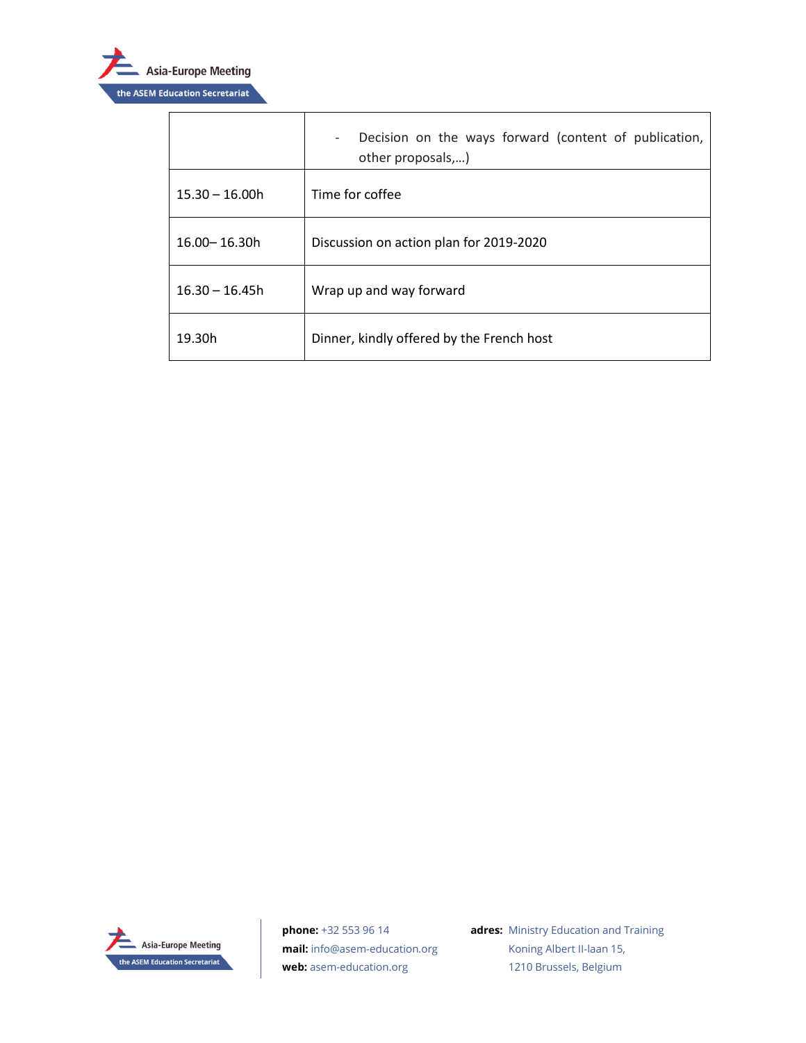| | |
|---|---|
| | - Decision on the ways forward (content of publication, other proposals,…) |
| 15.30 – 16.00h | Time for coffee |
| 16.00– 16.30h | Discussion on action plan for 2019-2020 |
| 16.30 – 16.45h | Wrap up and way forward |
| 19.30h | Dinner, kindly offered by the French host |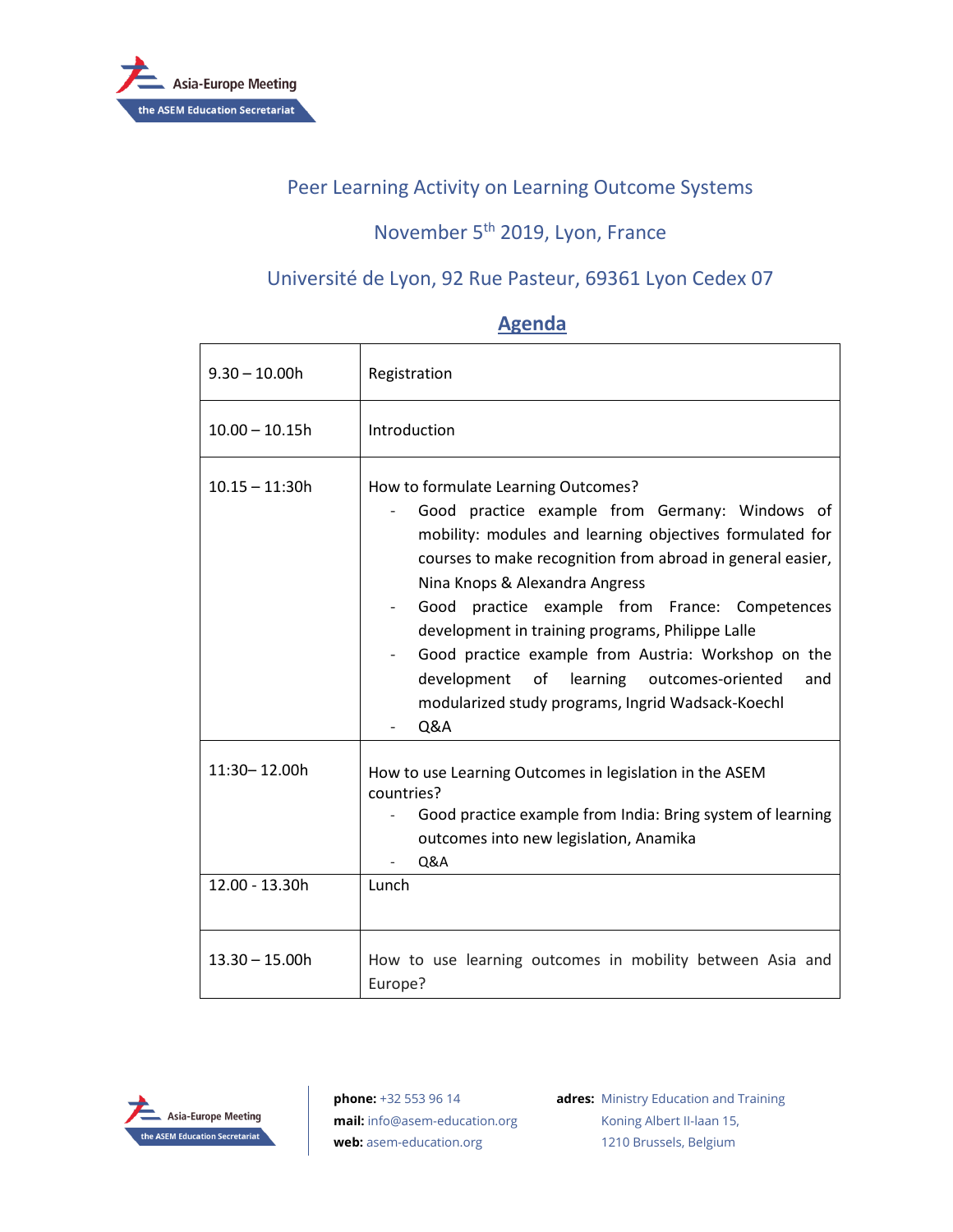Peer Learning Activity on Learning Outcome Systems

November 5th 2019, Lyon, France

Université de Lyon, 92 Rue Pasteur, 69361 Lyon Cedex 07

## Agenda

| | |
|---|---|
| 9.30 – 10.00h | Registration |
| 10.00 – 10.15h | Introduction |
| 10.15 – 11:30h | How to formulate Learning Outcomes?<br>- Good practice example from Germany: Windows of mobility: modules and learning objectives formulated for courses to make recognition from abroad in general easier, Nina Knops & Alexandra Angress<br>- Good practice example from France: Competences development in training programs, Philippe Lalle<br>- Good practice example from Austria: Workshop on the development of learning outcomes-oriented and modularized study programs, Ingrid Wadsack-Koechl<br>- Q&A |
| 11:30– 12.00h | How to use Learning Outcomes in legislation in the ASEM countries?<br>- Good practice example from India: Bring system of learning outcomes into new legislation, Anamika<br>- Q&A |
| 12.00 - 13.30h | Lunch |
| 13.30 – 15.00h | How to use learning outcomes in mobility between Asia and Europe? |

**phone:** +32 553 96 14
**mail:** info@asem-education.org
**web:** asem-education.org

**adres:** Ministry Education and Training
Koning Albert II-laan 15,
1210 Brussels, Belgium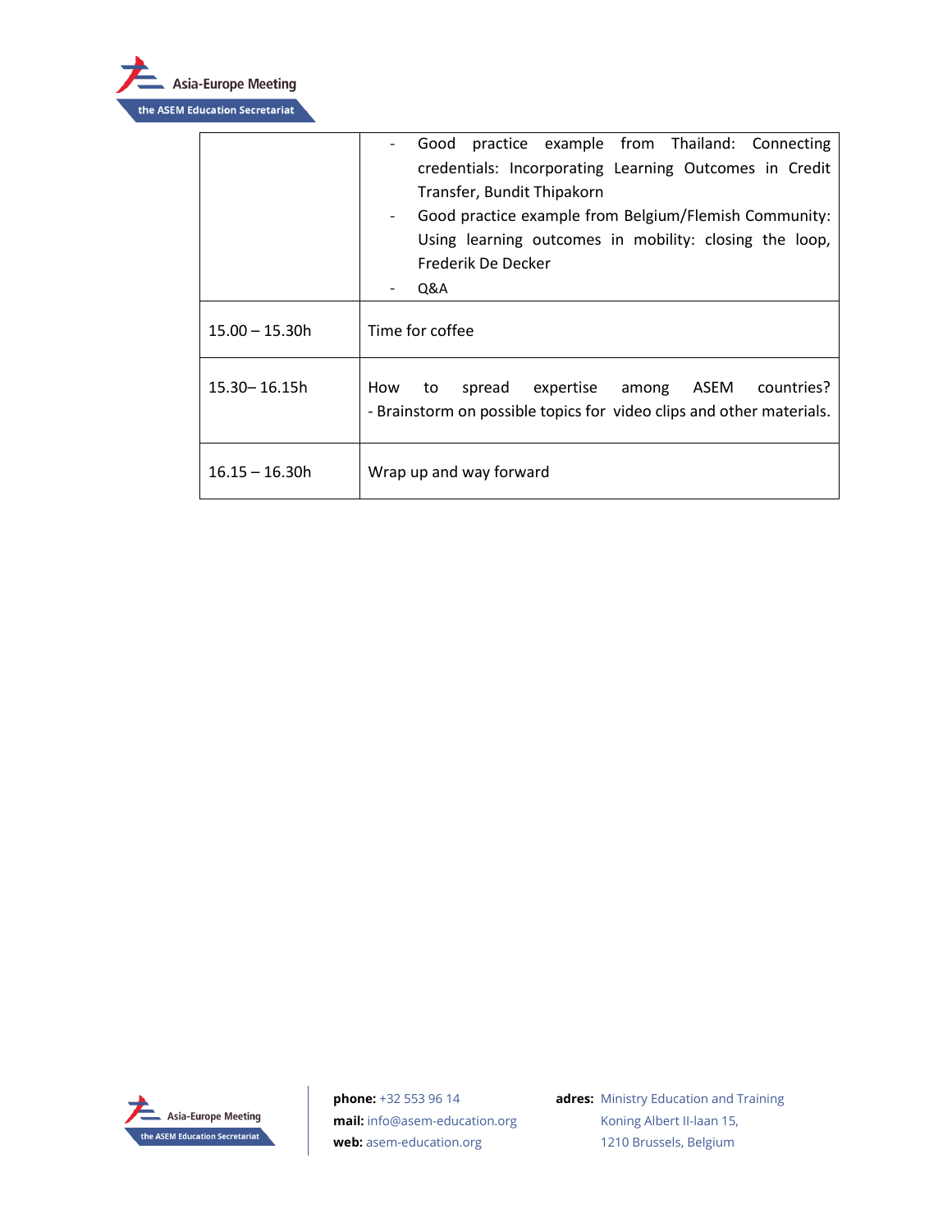| | |
|---|---|
| | - Good practice example from Thailand: Connecting credentials: Incorporating Learning Outcomes in Credit Transfer, Bundit Thipakorn<br>- Good practice example from Belgium/Flemish Community: Using learning outcomes in mobility: closing the loop, Frederik De Decker<br>- Q&A |
| 15.00 – 15.30h | Time for coffee |
| 15.30– 16.15h | How to spread expertise among ASEM countries?<br>- Brainstorm on possible topics for video clips and other materials. |
| 16.15 – 16.30h | Wrap up and way forward |